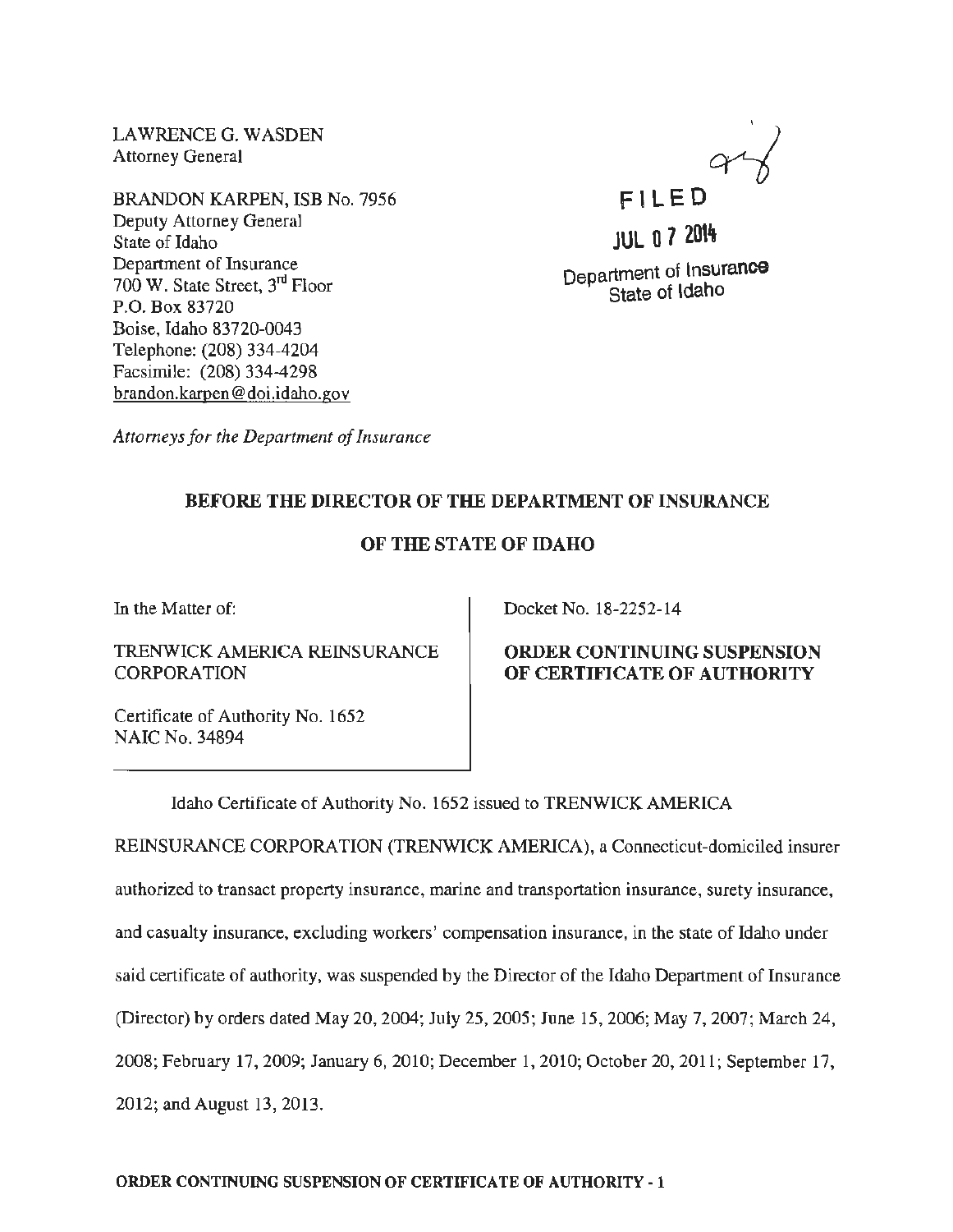LAWRENCE G. WASDEN
Attorney General

BRANDON KARPEN, ISB No. 7956
Deputy Attorney General
State of Idaho
Department of Insurance
700 W. State Street, 3rd Floor
P.O. Box 83720
Boise, Idaho 83720-0043
Telephone: (208) 334-4204
Facsimile: (208) 334-4298
brandon.karpen@doi.idaho.gov

FILED

JUL 07 2014

Department of Insurance
State of Idaho

*Attorneys for the Department of Insurance*

**BEFORE THE DIRECTOR OF THE DEPARTMENT OF INSURANCE**

**OF THE STATE OF IDAHO**

In the Matter of:

TRENWICK AMERICA REINSURANCE CORPORATION

Certificate of Authority No. 1652
NAIC No. 34894

Docket No. 18-2252-14

**ORDER CONTINUING SUSPENSION OF CERTIFICATE OF AUTHORITY**

Idaho Certificate of Authority No. 1652 issued to TRENWICK AMERICA REINSURANCE CORPORATION (TRENWICK AMERICA), a Connecticut-domiciled insurer authorized to transact property insurance, marine and transportation insurance, surety insurance, and casualty insurance, excluding workers' compensation insurance, in the state of Idaho under said certificate of authority, was suspended by the Director of the Idaho Department of Insurance (Director) by orders dated May 20, 2004; July 25, 2005; June 15, 2006; May 7, 2007; March 24, 2008; February 17, 2009; January 6, 2010; December 1, 2010; October 20, 2011; September 17, 2012; and August 13, 2013.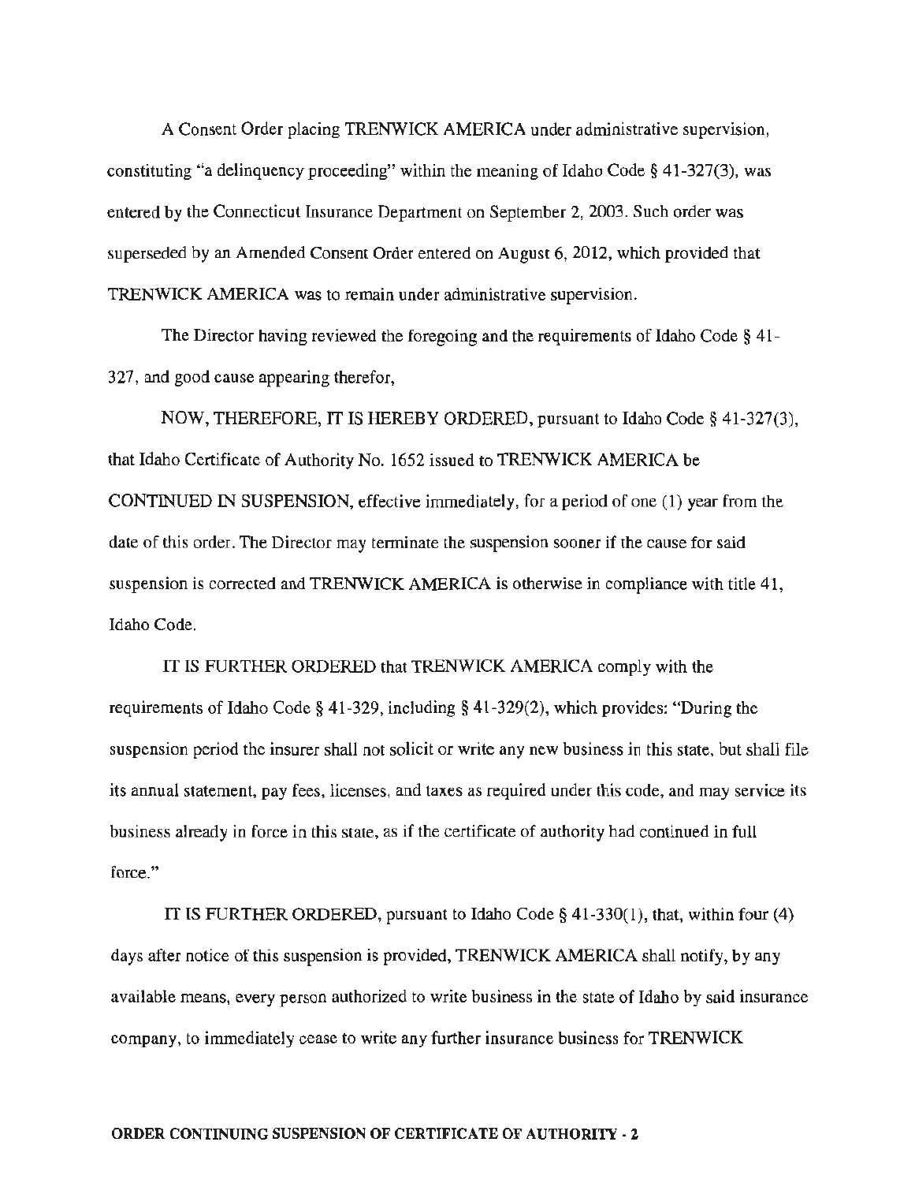A Consent Order placing TRENWICK AMERICA under administrative supervision, constituting "a delinquency proceeding" within the meaning of Idaho Code § 41-327(3), was entered by the Connecticut Insurance Department on September 2, 2003. Such order was superseded by an Amended Consent Order entered on August 6, 2012, which provided that TRENWICK AMERICA was to remain under administrative supervision.

The Director having reviewed the foregoing and the requirements of Idaho Code § 41-327, and good cause appearing therefor,

NOW, THEREFORE, IT IS HEREBY ORDERED, pursuant to Idaho Code § 41-327(3), that Idaho Certificate of Authority No. 1652 issued to TRENWICK AMERICA be CONTINUED IN SUSPENSION, effective immediately, for a period of one (1) year from the date of this order. The Director may terminate the suspension sooner if the cause for said suspension is corrected and TRENWICK AMERICA is otherwise in compliance with title 41, Idaho Code.

IT IS FURTHER ORDERED that TRENWICK AMERICA comply with the requirements of Idaho Code § 41-329, including § 41-329(2), which provides: "During the suspension period the insurer shall not solicit or write any new business in this state, but shall file its annual statement, pay fees, licenses, and taxes as required under this code, and may service its business already in force in this state, as if the certificate of authority had continued in full force."

IT IS FURTHER ORDERED, pursuant to Idaho Code § 41-330(1), that, within four (4) days after notice of this suspension is provided, TRENWICK AMERICA shall notify, by any available means, every person authorized to write business in the state of Idaho by said insurance company, to immediately cease to write any further insurance business for TRENWICK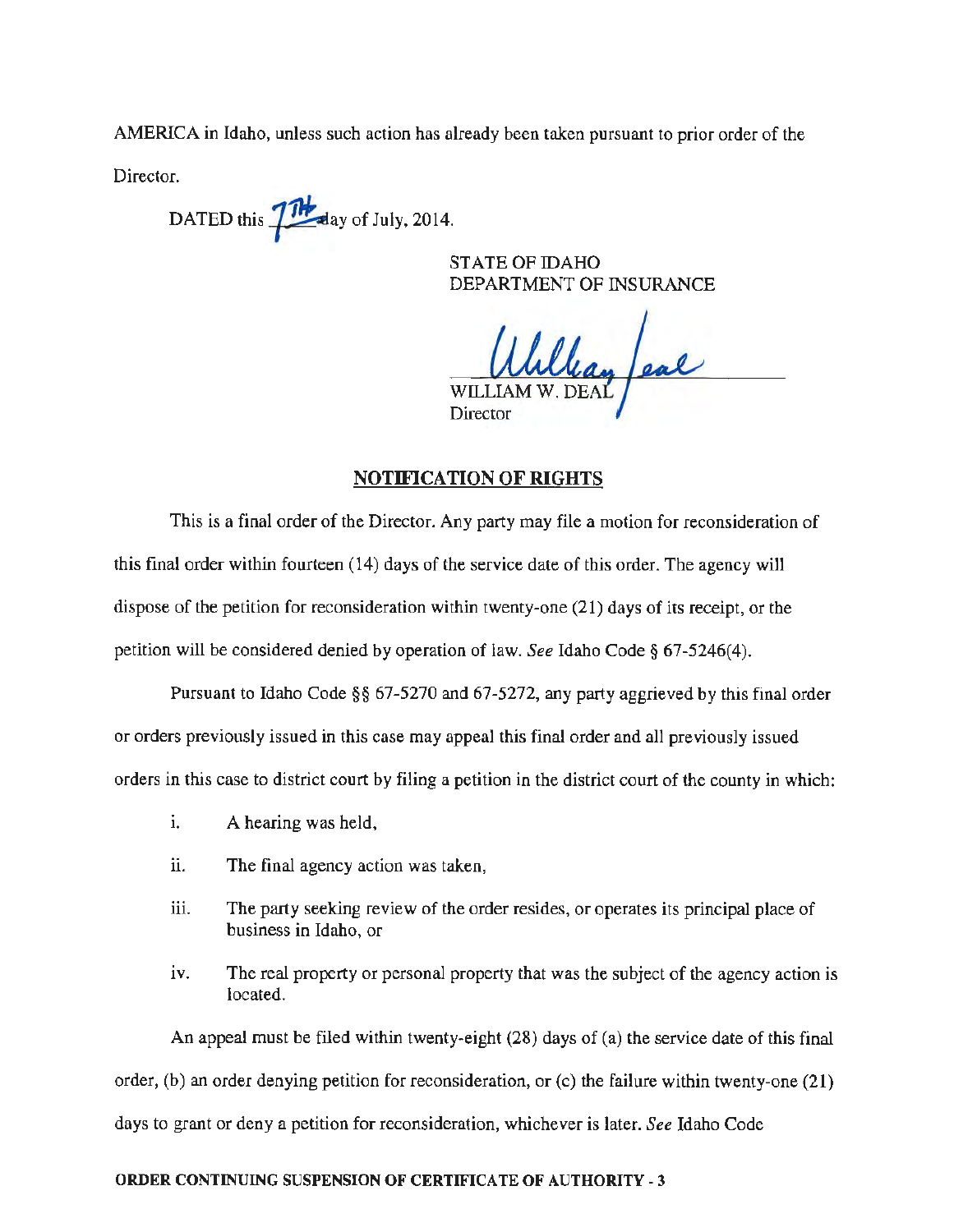AMERICA in Idaho, unless such action has already been taken pursuant to prior order of the Director.

DATED this 7TH day of July, 2014.

STATE OF IDAHO
DEPARTMENT OF INSURANCE

WILLIAM W. DEAL
Director

## NOTIFICATION OF RIGHTS

This is a final order of the Director. Any party may file a motion for reconsideration of this final order within fourteen (14) days of the service date of this order. The agency will dispose of the petition for reconsideration within twenty-one (21) days of its receipt, or the petition will be considered denied by operation of law. *See* Idaho Code § 67-5246(4).

Pursuant to Idaho Code §§ 67-5270 and 67-5272, any party aggrieved by this final order or orders previously issued in this case may appeal this final order and all previously issued orders in this case to district court by filing a petition in the district court of the county in which:

i. A hearing was held,

ii. The final agency action was taken,

iii. The party seeking review of the order resides, or operates its principal place of business in Idaho, or

iv. The real property or personal property that was the subject of the agency action is located.

An appeal must be filed within twenty-eight (28) days of (a) the service date of this final order, (b) an order denying petition for reconsideration, or (c) the failure within twenty-one (21) days to grant or deny a petition for reconsideration, whichever is later. *See* Idaho Code

**ORDER CONTINUING SUSPENSION OF CERTIFICATE OF AUTHORITY - 3**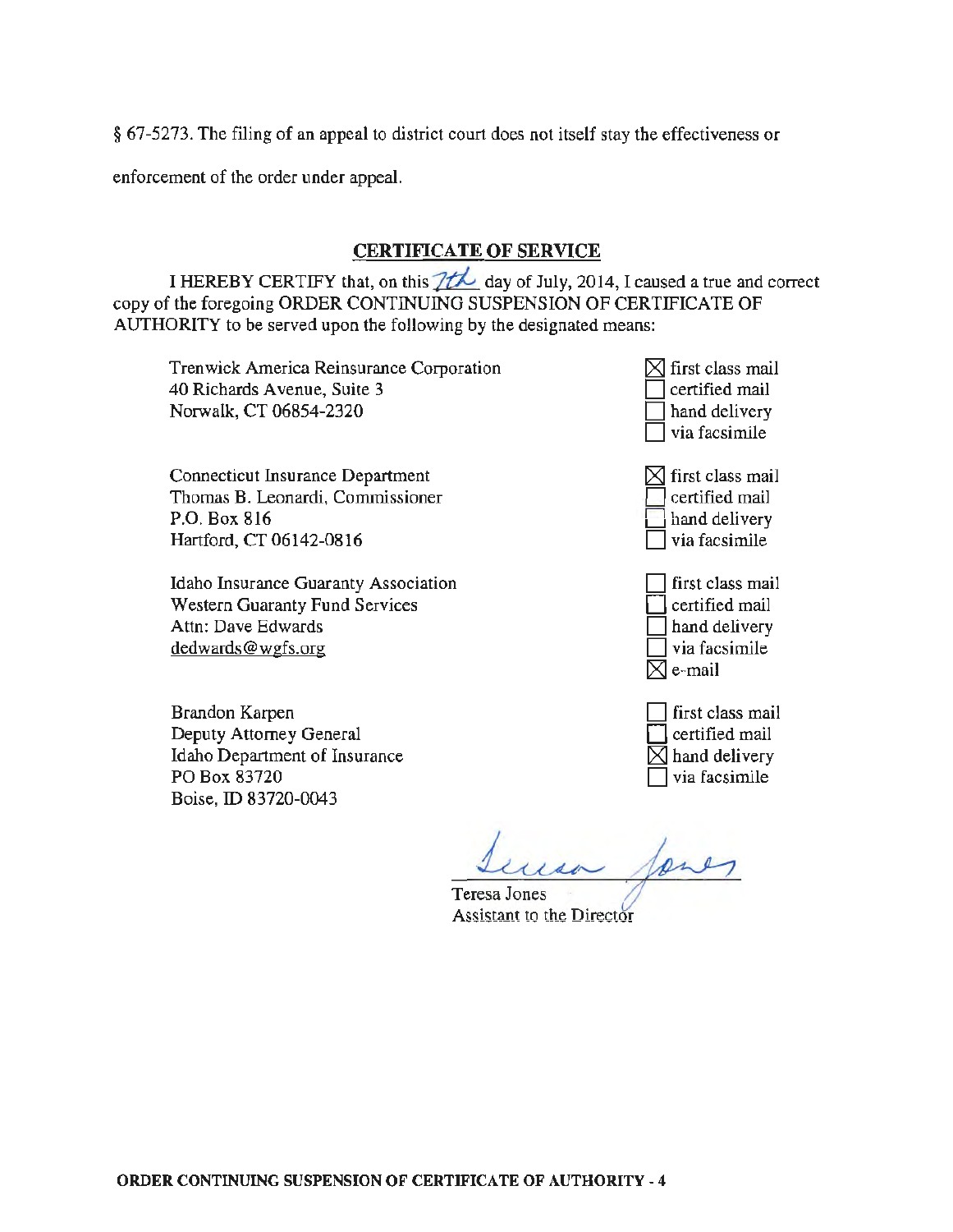§ 67-5273. The filing of an appeal to district court does not itself stay the effectiveness or enforcement of the order under appeal.

## CERTIFICATE OF SERVICE

I HEREBY CERTIFY that, on this 7th day of July, 2014, I caused a true and correct copy of the foregoing ORDER CONTINUING SUSPENSION OF CERTIFICATE OF AUTHORITY to be served upon the following by the designated means:

| | |
|---|---|
| Trenwick America Reinsurance Corporation<br>40 Richards Avenue, Suite 3<br>Norwalk, CT 06854-2320 | ☒ first class mail<br>☐ certified mail<br>☐ hand delivery<br>☐ via facsimile |
| Connecticut Insurance Department<br>Thomas B. Leonardi, Commissioner<br>P.O. Box 816<br>Hartford, CT 06142-0816 | ☒ first class mail<br>☐ certified mail<br>☐ hand delivery<br>☐ via facsimile |
| Idaho Insurance Guaranty Association<br>Western Guaranty Fund Services<br>Attn: Dave Edwards<br>dedwards@wgfs.org | ☐ first class mail<br>☐ certified mail<br>☐ hand delivery<br>☐ via facsimile<br>☒ e-mail |
| Brandon Karpen<br>Deputy Attorney General<br>Idaho Department of Insurance<br>PO Box 83720<br>Boise, ID 83720-0043 | ☐ first class mail<br>☐ certified mail<br>☒ hand delivery<br>☐ via facsimile |

Teresa Jones
Assistant to the Director